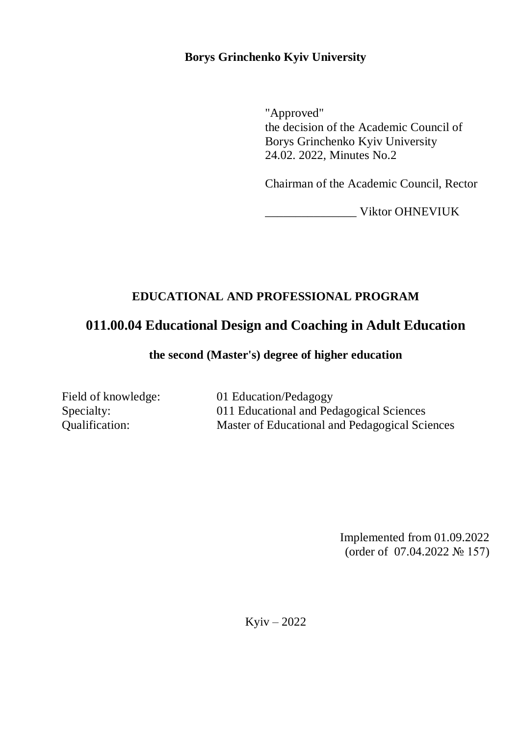**Borys Grinchenko Kyiv University**

"Approved"
the decision of the Academic Council of
Borys Grinchenko Kyiv University
24.02. 2022, Minutes No.2

Chairman of the Academic Council, Rector

_______________ Viktor OHNEVIUK

## EDUCATIONAL AND PROFESSIONAL PROGRAM

# 011.00.04 Educational Design and Coaching in Adult Education

**the second (Master's) degree of higher education**

Field of knowledge: 01 Education/Pedagogy
Specialty: 011 Educational and Pedagogical Sciences
Qualification: Master of Educational and Pedagogical Sciences

Implemented from 01.09.2022
(order of 07.04.2022 № 157)

Kyiv – 2022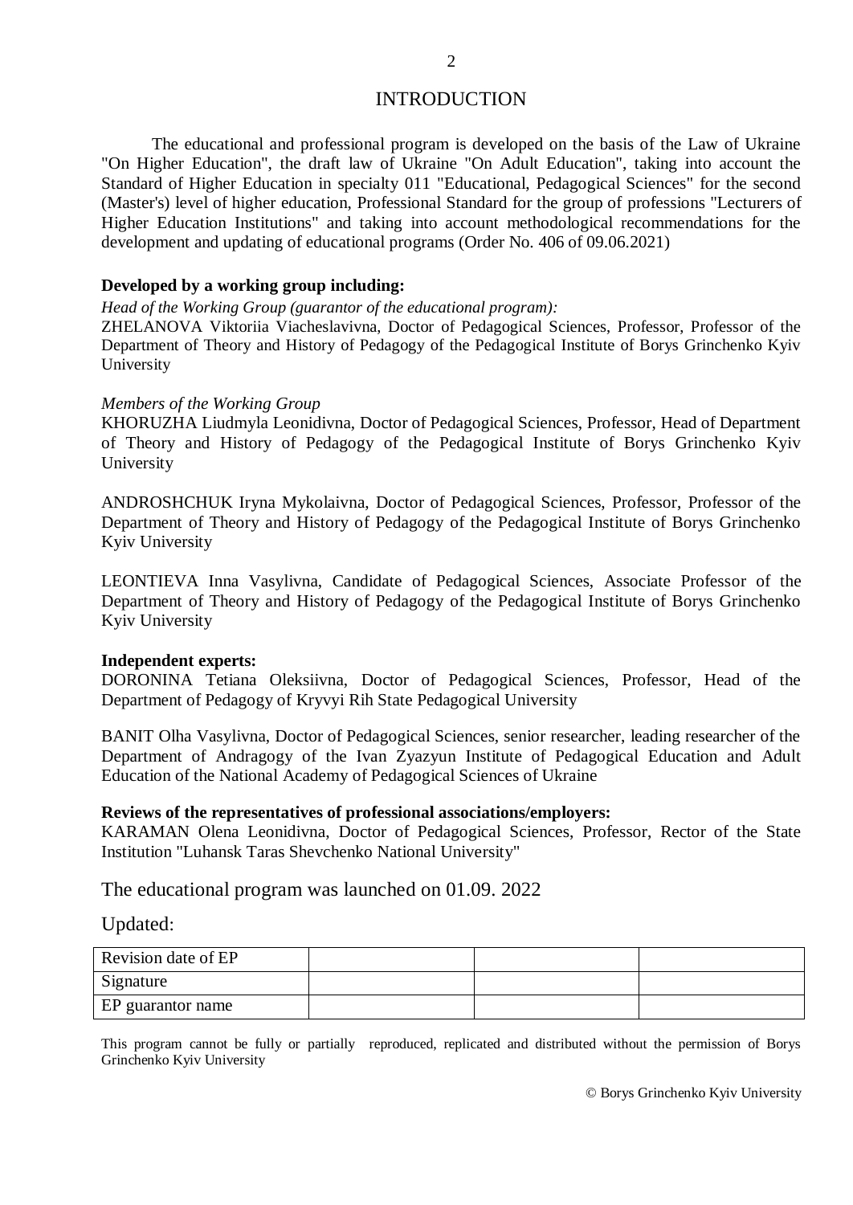# INTRODUCTION

The educational and professional program is developed on the basis of the Law of Ukraine "On Higher Education", the draft law of Ukraine "On Adult Education", taking into account the Standard of Higher Education in specialty 011 "Educational, Pedagogical Sciences" for the second (Master's) level of higher education, Professional Standard for the group of professions "Lecturers of Higher Education Institutions" and taking into account methodological recommendations for the development and updating of educational programs (Order No. 406 of 09.06.2021)

**Developed by a working group including:**

*Head of the Working Group (guarantor of the educational program):*

ZHELANOVA Viktoriia Viacheslavivna, Doctor of Pedagogical Sciences, Professor, Professor of the Department of Theory and History of Pedagogy of the Pedagogical Institute of Borys Grinchenko Kyiv University

*Members of the Working Group*

KHORUZHA Liudmyla Leonidivna, Doctor of Pedagogical Sciences, Professor, Head of Department of Theory and History of Pedagogy of the Pedagogical Institute of Borys Grinchenko Kyiv University

ANDROSHCHUK Iryna Mykolaivna, Doctor of Pedagogical Sciences, Professor, Professor of the Department of Theory and History of Pedagogy of the Pedagogical Institute of Borys Grinchenko Kyiv University

LEONTIEVA Inna Vasylivna, Candidate of Pedagogical Sciences, Associate Professor of the Department of Theory and History of Pedagogy of the Pedagogical Institute of Borys Grinchenko Kyiv University

**Independent experts:**

DORONINA Tetiana Oleksiivna, Doctor of Pedagogical Sciences, Professor, Head of the Department of Pedagogy of Kryvyi Rih State Pedagogical University

BANIT Olha Vasylivna, Doctor of Pedagogical Sciences, senior researcher, leading researcher of the Department of Andragogy of the Ivan Zyazyun Institute of Pedagogical Education and Adult Education of the National Academy of Pedagogical Sciences of Ukraine

**Reviews of the representatives of professional associations/employers:**

KARAMAN Olena Leonidivna, Doctor of Pedagogical Sciences, Professor, Rector of the State Institution "Luhansk Taras Shevchenko National University"

The educational program was launched on 01.09. 2022

Updated:

| Revision date of EP | | | |
|---|---|---|---|
| Signature | | | |
| EP guarantor name | | | |

This program cannot be fully or partially reproduced, replicated and distributed without the permission of Borys Grinchenko Kyiv University

© Borys Grinchenko Kyiv University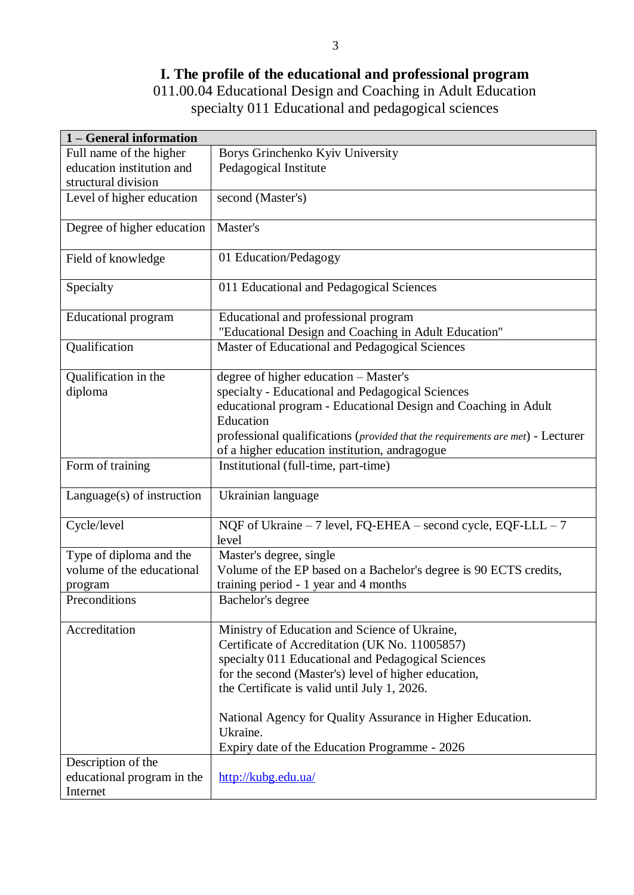# I. The profile of the educational and professional program

011.00.04 Educational Design and Coaching in Adult Education

specialty 011 Educational and pedagogical sciences

| 1 – General information | |
|---|---|
| Full name of the higher education institution and structural division | Borys Grinchenko Kyiv University<br>Pedagogical Institute |
| Level of higher education | second (Master's) |
| Degree of higher education | Master's |
| Field of knowledge | 01 Education/Pedagogy |
| Specialty | 011 Educational and Pedagogical Sciences |
| Educational program | Educational and professional program<br>"Educational Design and Coaching in Adult Education" |
| Qualification | Master of Educational and Pedagogical Sciences |
| Qualification in the diploma | degree of higher education – Master's<br>specialty - Educational and Pedagogical Sciences<br>educational program - Educational Design and Coaching in Adult Education<br>professional qualifications (*provided that the requirements are met*) - Lecturer of a higher education institution, andragogue |
| Form of training | Institutional (full-time, part-time) |
| Language(s) of instruction | Ukrainian language |
| Cycle/level | NQF of Ukraine – 7 level, FQ-EHEA – second cycle, EQF-LLL – 7 level |
| Type of diploma and the volume of the educational program | Master's degree, single<br>Volume of the EP based on a Bachelor's degree is 90 ECTS credits, training period - 1 year and 4 months |
| Preconditions | Bachelor's degree |
| Accreditation | Ministry of Education and Science of Ukraine,<br>Certificate of Accreditation (UK No. 11005857)<br>specialty 011 Educational and Pedagogical Sciences<br>for the second (Master's) level of higher education,<br>the Certificate is valid until July 1, 2026.<br><br>National Agency for Quality Assurance in Higher Education. Ukraine.<br>Expiry date of the Education Programme - 2026 |
| Description of the educational program in the Internet | [http://kubg.edu.ua/](http://kubg.edu.ua/) |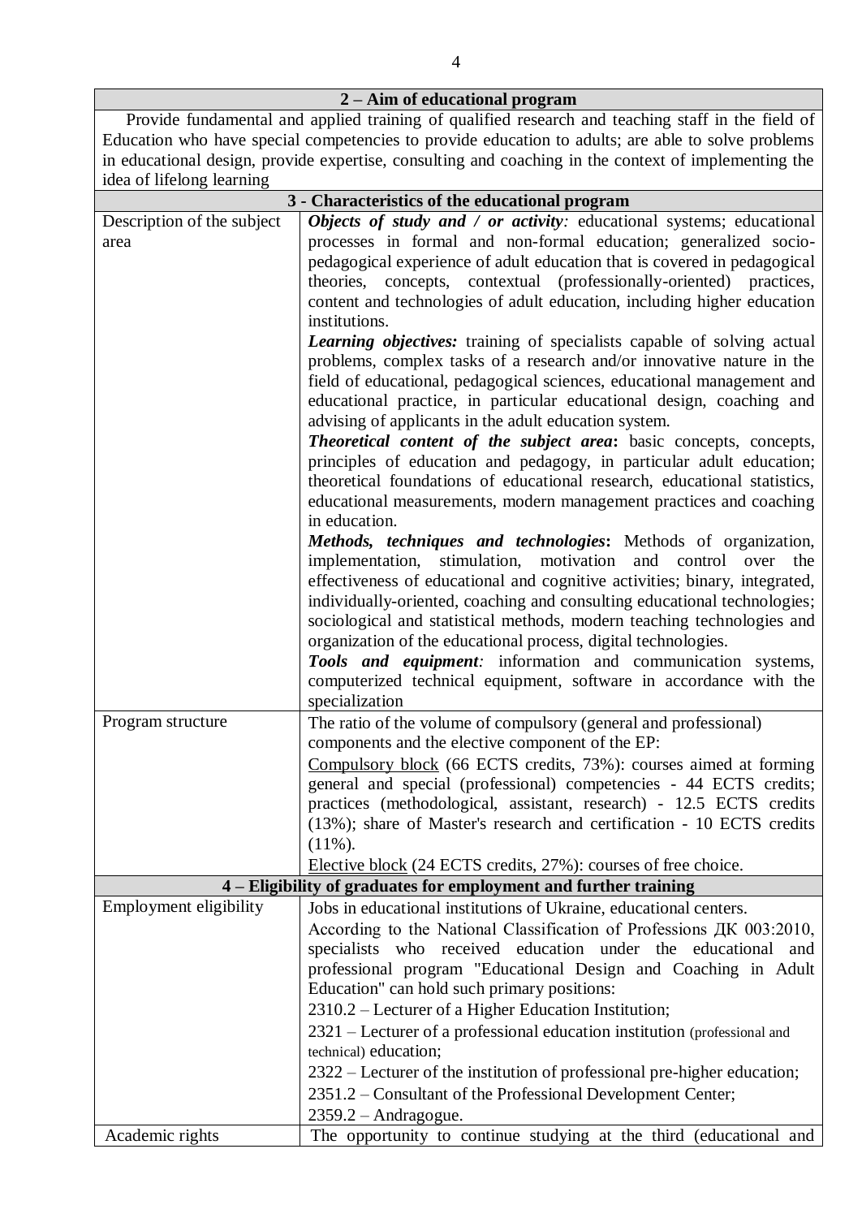| 2 – Aim of educational program | |
|---|---|
| Provide fundamental and applied training of qualified research and teaching staff in the field of Education who have special competencies to provide education to adults; are able to solve problems in educational design, provide expertise, consulting and coaching in the context of implementing the idea of lifelong learning | |
| **3 - Characteristics of the educational program** | |
| Description of the subject area | ***Objects of study and / or activity**:* educational systems; educational processes in formal and non-formal education; generalized socio-pedagogical experience of adult education that is covered in pedagogical theories, concepts, contextual (professionally-oriented) practices, content and technologies of adult education, including higher education institutions.<br>***Learning objectives:*** training of specialists capable of solving actual problems, complex tasks of a research and/or innovative nature in the field of educational, pedagogical sciences, educational management and educational practice, in particular educational design, coaching and advising of applicants in the adult education system.<br>***Theoretical content of the subject area*****:** basic concepts, concepts, principles of education and pedagogy, in particular adult education; theoretical foundations of educational research, educational statistics, educational measurements, modern management practices and coaching in education.<br>***Methods, techniques and technologies*****:** Methods of organization, implementation, stimulation, motivation and control over the effectiveness of educational and cognitive activities; binary, integrated, individually-oriented, coaching and consulting educational technologies; sociological and statistical methods, modern teaching technologies and organization of the educational process, digital technologies.<br>***Tools and equipment**:* information and communication systems, computerized technical equipment, software in accordance with the specialization |
| Program structure | The ratio of the volume of compulsory (general and professional) components and the elective component of the EP:<br>Compulsory block (66 ECTS credits, 73%): courses aimed at forming general and special (professional) competencies - 44 ECTS credits; practices (methodological, assistant, research) - 12.5 ECTS credits (13%); share of Master's research and certification - 10 ECTS credits (11%).<br>Elective block (24 ECTS credits, 27%): courses of free choice. |
| **4 – Eligibility of graduates for employment and further training** | |
| Employment eligibility | Jobs in educational institutions of Ukraine, educational centers.<br>According to the National Classification of Professions ДК 003:2010, specialists who received education under the educational and professional program "Educational Design and Coaching in Adult Education" can hold such primary positions:<br>2310.2 – Lecturer of a Higher Education Institution;<br>2321 – Lecturer of a professional education institution (professional and technical) education;<br>2322 – Lecturer of the institution of professional pre-higher education;<br>2351.2 – Consultant of the Professional Development Center;<br>2359.2 – Andragogue. |
| Academic rights | The opportunity to continue studying at the third (educational and |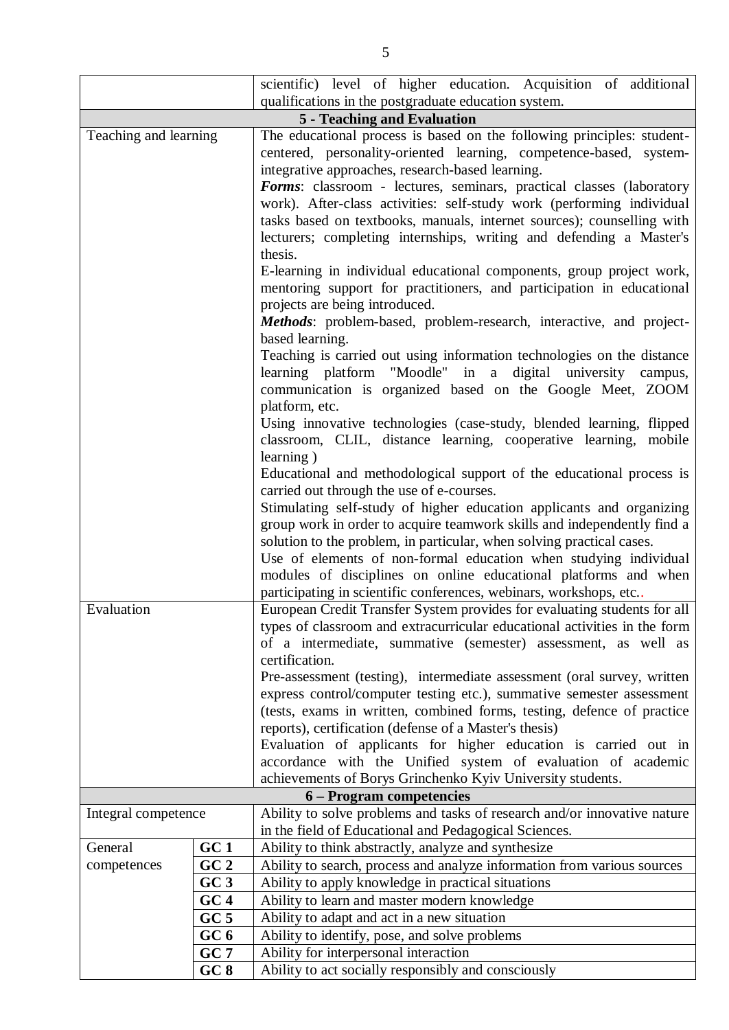| | | |
|---|---|---|
| | | scientific) level of higher education. Acquisition of additional qualifications in the postgraduate education system. |
| **5 - Teaching and Evaluation** | | |
| Teaching and learning | | The educational process is based on the following principles: student-centered, personality-oriented learning, competence-based, system-integrative approaches, research-based learning.<br>***Forms***: classroom - lectures, seminars, practical classes (laboratory work). After-class activities: self-study work (performing individual tasks based on textbooks, manuals, internet sources); counselling with lecturers; completing internships, writing and defending a Master's thesis.<br>E-learning in individual educational components, group project work, mentoring support for practitioners, and participation in educational projects are being introduced.<br>***Methods***: problem-based, problem-research, interactive, and project-based learning.<br>Teaching is carried out using information technologies on the distance learning platform "Moodle" in a digital university campus, communication is organized based on the Google Meet, ZOOM platform, etc.<br>Using innovative technologies (case-study, blended learning, flipped classroom, CLIL, distance learning, cooperative learning, mobile learning )<br>Educational and methodological support of the educational process is carried out through the use of e-courses.<br>Stimulating self-study of higher education applicants and organizing group work in order to acquire teamwork skills and independently find a solution to the problem, in particular, when solving practical cases.<br>Use of elements of non-formal education when studying individual modules of disciplines on online educational platforms and when participating in scientific conferences, webinars, workshops, etc.. |
| Evaluation | | European Credit Transfer System provides for evaluating students for all types of classroom and extracurricular educational activities in the form of a intermediate, summative (semester) assessment, as well as certification.<br>Pre-assessment (testing), intermediate assessment (oral survey, written express control/computer testing etc.), summative semester assessment (tests, exams in written, combined forms, testing, defence of practice reports), certification (defense of a Master's thesis)<br>Evaluation of applicants for higher education is carried out in accordance with the Unified system of evaluation of academic achievements of Borys Grinchenko Kyiv University students. |
| **6 – Program competencies** | | |
| Integral competence | | Ability to solve problems and tasks of research and/or innovative nature in the field of Educational and Pedagogical Sciences. |
| General competences | **GC 1** | Ability to think abstractly, analyze and synthesize |
| | **GC 2** | Ability to search, process and analyze information from various sources |
| | **GC 3** | Ability to apply knowledge in practical situations |
| | **GC 4** | Ability to learn and master modern knowledge |
| | **GC 5** | Ability to adapt and act in a new situation |
| | **GC 6** | Ability to identify, pose, and solve problems |
| | **GC 7** | Ability for interpersonal interaction |
| | **GC 8** | Ability to act socially responsibly and consciously |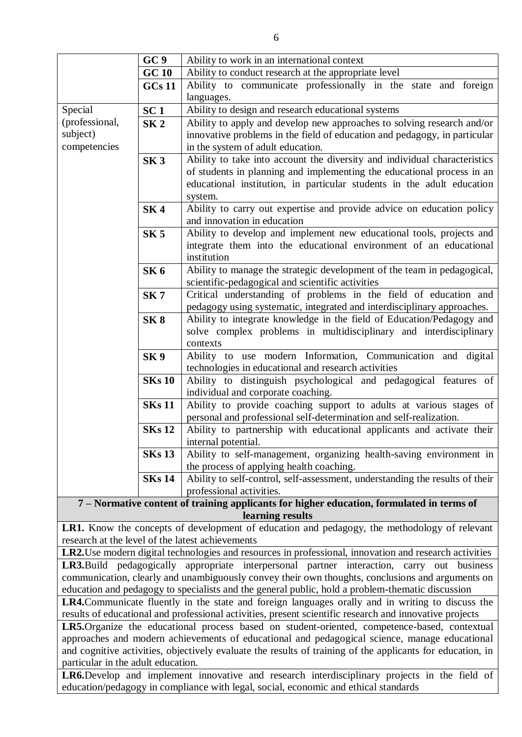| | | |
|---|---|---|
| | **GC 9** | Ability to work in an international context |
| | **GC 10** | Ability to conduct research at the appropriate level |
| | **GCs 11** | Ability to communicate professionally in the state and foreign languages. |
| Special (professional, subject) competencies | **SC 1** | Ability to design and research educational systems |
| | **SK 2** | Ability to apply and develop new approaches to solving research and/or innovative problems in the field of education and pedagogy, in particular in the system of adult education. |
| | **SK 3** | Ability to take into account the diversity and individual characteristics of students in planning and implementing the educational process in an educational institution, in particular students in the adult education system. |
| | **SK 4** | Ability to carry out expertise and provide advice on education policy and innovation in education |
| | **SK 5** | Ability to develop and implement new educational tools, projects and integrate them into the educational environment of an educational institution |
| | **SK 6** | Ability to manage the strategic development of the team in pedagogical, scientific-pedagogical and scientific activities |
| | **SK 7** | Critical understanding of problems in the field of education and pedagogy using systematic, integrated and interdisciplinary approaches. |
| | **SK 8** | Ability to integrate knowledge in the field of Education/Pedagogy and solve complex problems in multidisciplinary and interdisciplinary contexts |
| | **SK 9** | Ability to use modern Information, Communication and digital technologies in educational and research activities |
| | **SKs 10** | Ability to distinguish psychological and pedagogical features of individual and corporate coaching. |
| | **SKs 11** | Ability to provide coaching support to adults at various stages of personal and professional self-determination and self-realization. |
| | **SKs 12** | Ability to partnership with educational applicants and activate their internal potential. |
| | **SKs 13** | Ability to self-management, organizing health-saving environment in the process of applying health coaching. |
| | **SKs 14** | Ability to self-control, self-assessment, understanding the results of their professional activities. |

**7 – Normative content of training applicants for higher education, formulated in terms of learning results**

**LR1.** Know the concepts of development of education and pedagogy, the methodology of relevant research at the level of the latest achievements

**LR2.** Use modern digital technologies and resources in professional, innovation and research activities

**LR3.** Build pedagogically appropriate interpersonal partner interaction, carry out business communication, clearly and unambiguously convey their own thoughts, conclusions and arguments on education and pedagogy to specialists and the general public, hold a problem-thematic discussion

**LR4.** Communicate fluently in the state and foreign languages orally and in writing to discuss the results of educational and professional activities, present scientific research and innovative projects

**LR5.** Organize the educational process based on student-oriented, competence-based, contextual approaches and modern achievements of educational and pedagogical science, manage educational and cognitive activities, objectively evaluate the results of training of the applicants for education, in particular in the adult education.

**LR6.** Develop and implement innovative and research interdisciplinary projects in the field of education/pedagogy in compliance with legal, social, economic and ethical standards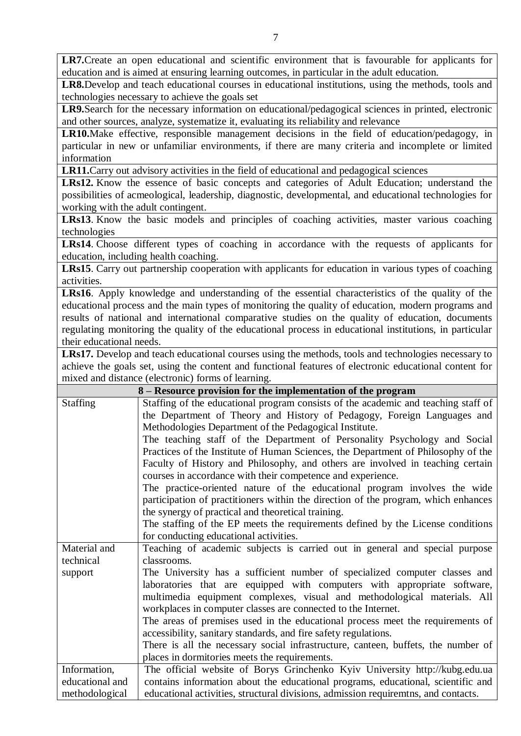| | |
|---|---|
| **LR7.** Create an open educational and scientific environment that is favourable for applicants for education and is aimed at ensuring learning outcomes, in particular in the adult education. | |
| **LR8.** Develop and teach educational courses in educational institutions, using the methods, tools and technologies necessary to achieve the goals set | |
| **LR9.** Search for the necessary information on educational/pedagogical sciences in printed, electronic and other sources, analyze, systematize it, evaluating its reliability and relevance | |
| **LR10.** Make effective, responsible management decisions in the field of education/pedagogy, in particular in new or unfamiliar environments, if there are many criteria and incomplete or limited information | |
| **LR11.** Carry out advisory activities in the field of educational and pedagogical sciences | |
| **LRs12.** Know the essence of basic concepts and categories of Adult Education; understand the possibilities of acmeological, leadership, diagnostic, developmental, and educational technologies for working with the adult contingent. | |
| **LRs13**. Know the basic models and principles of coaching activities, master various coaching technologies | |
| **LRs14**. Choose different types of coaching in accordance with the requests of applicants for education, including health coaching. | |
| **LRs15**. Carry out partnership cooperation with applicants for education in various types of coaching activities. | |
| **LRs16**. Apply knowledge and understanding of the essential characteristics of the quality of the educational process and the main types of monitoring the quality of education, modern programs and results of national and international comparative studies on the quality of education, documents regulating monitoring the quality of the educational process in educational institutions, in particular their educational needs. | |
| **LRs17.** Develop and teach educational courses using the methods, tools and technologies necessary to achieve the goals set, using the content and functional features of electronic educational content for mixed and distance (electronic) forms of learning. | |
| **8 – Resource provision for the implementation of the program** | |
| Staffing | Staffing of the educational program consists of the academic and teaching staff of the Department of Theory and History of Pedagogy, Foreign Languages and Methodologies Department of the Pedagogical Institute.<br>The teaching staff of the Department of Personality Psychology and Social Practices of the Institute of Human Sciences, the Department of Philosophy of the Faculty of History and Philosophy, and others are involved in teaching certain courses in accordance with their competence and experience.<br>The practice-oriented nature of the educational program involves the wide participation of practitioners within the direction of the program, which enhances the synergy of practical and theoretical training.<br>The staffing of the EP meets the requirements defined by the License conditions for conducting educational activities. |
| Material and technical support | Teaching of academic subjects is carried out in general and special purpose classrooms.<br>The University has a sufficient number of specialized computer classes and laboratories that are equipped with computers with appropriate software, multimedia equipment complexes, visual and methodological materials. All workplaces in computer classes are connected to the Internet.<br>The areas of premises used in the educational process meet the requirements of accessibility, sanitary standards, and fire safety regulations.<br>There is all the necessary social infrastructure, canteen, buffets, the number of places in dormitories meets the requirements. |
| Information, educational and methodological | The official website of Borys Grinchenko Kyiv University http://kubg.edu.ua contains information about the educational programs, educational, scientific and educational activities, structural divisions, admission requiremtns, and contacts. |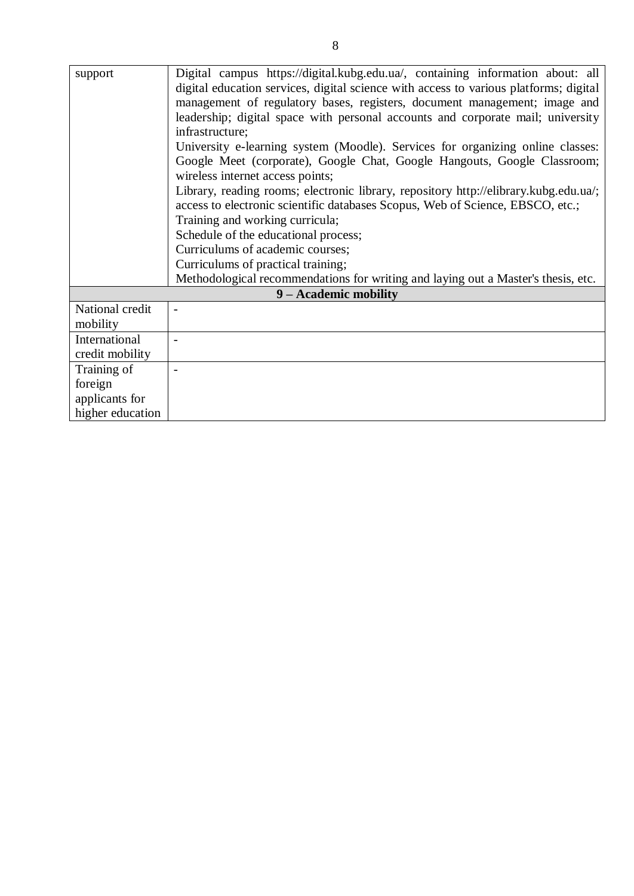| | |
|---|---|
| support | Digital campus https://digital.kubg.edu.ua/, containing information about: all digital education services, digital science with access to various platforms; digital management of regulatory bases, registers, document management; image and leadership; digital space with personal accounts and corporate mail; university infrastructure;<br>University e-learning system (Moodle). Services for organizing online classes: Google Meet (corporate), Google Chat, Google Hangouts, Google Classroom; wireless internet access points;<br>Library, reading rooms; electronic library, repository http://elibrary.kubg.edu.ua/; access to electronic scientific databases Scopus, Web of Science, EBSCO, etc.;<br>Training and working curricula;<br>Schedule of the educational process;<br>Curriculums of academic courses;<br>Curriculums of practical training;<br>Methodological recommendations for writing and laying out a Master's thesis, etc. |
| **9 – Academic mobility** | |
| National credit mobility | - |
| International credit mobility | - |
| Training of foreign applicants for higher education | - |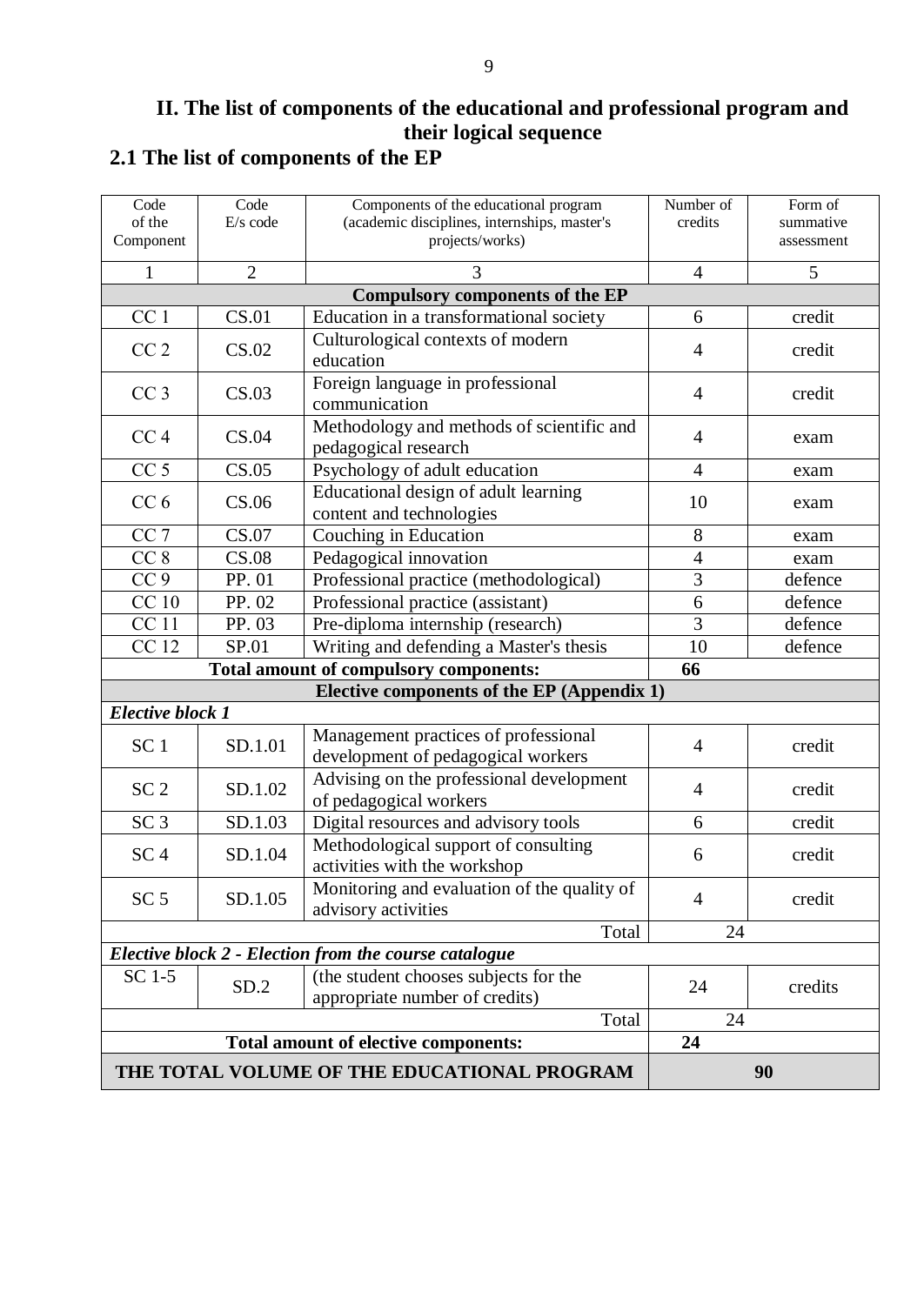## II. The list of components of the educational and professional program and their logical sequence

### 2.1 The list of components of the EP

| Code of the Component | Code E/s code | Components of the educational program (academic disciplines, internships, master's projects/works) | Number of credits | Form of summative assessment |
|---|---|---|---|---|
| 1 | 2 | 3 | 4 | 5 |
| **Compulsory components of the EP** | | | | |
| CC 1 | CS.01 | Education in a transformational society | 6 | credit |
| CC 2 | CS.02 | Culturological contexts of modern education | 4 | credit |
| CC 3 | CS.03 | Foreign language in professional communication | 4 | credit |
| CC 4 | CS.04 | Methodology and methods of scientific and pedagogical research | 4 | exam |
| CC 5 | CS.05 | Psychology of adult education | 4 | exam |
| CC 6 | CS.06 | Educational design of adult learning content and technologies | 10 | exam |
| CC 7 | CS.07 | Couching in Education | 8 | exam |
| CC 8 | CS.08 | Pedagogical innovation | 4 | exam |
| CC 9 | PP. 01 | Professional practice (methodological) | 3 | defence |
| CC 10 | PP. 02 | Professional practice (assistant) | 6 | defence |
| CC 11 | PP. 03 | Pre-diploma internship (research) | 3 | defence |
| CC 12 | SP.01 | Writing and defending a Master's thesis | 10 | defence |
| **Total amount of compulsory components:** | | | **66** | |
| **Elective components of the EP (Appendix 1)** | | | | |
| ***Elective block 1*** | | | | |
| SC 1 | SD.1.01 | Management practices of professional development of pedagogical workers | 4 | credit |
| SC 2 | SD.1.02 | Advising on the professional development of pedagogical workers | 4 | credit |
| SC 3 | SD.1.03 | Digital resources and advisory tools | 6 | credit |
| SC 4 | SD.1.04 | Methodological support of consulting activities with the workshop | 6 | credit |
| SC 5 | SD.1.05 | Monitoring and evaluation of the quality of advisory activities | 4 | credit |
| | | Total | 24 | |
| ***Elective block 2 - Election from the course catalogue*** | | | | |
| SC 1-5 | SD.2 | (the student chooses subjects for the appropriate number of credits) | 24 | credits |
| | | Total | 24 | |
| **Total amount of elective components:** | | | **24** | |
| **THE TOTAL VOLUME OF THE EDUCATIONAL PROGRAM** | | | **90** | |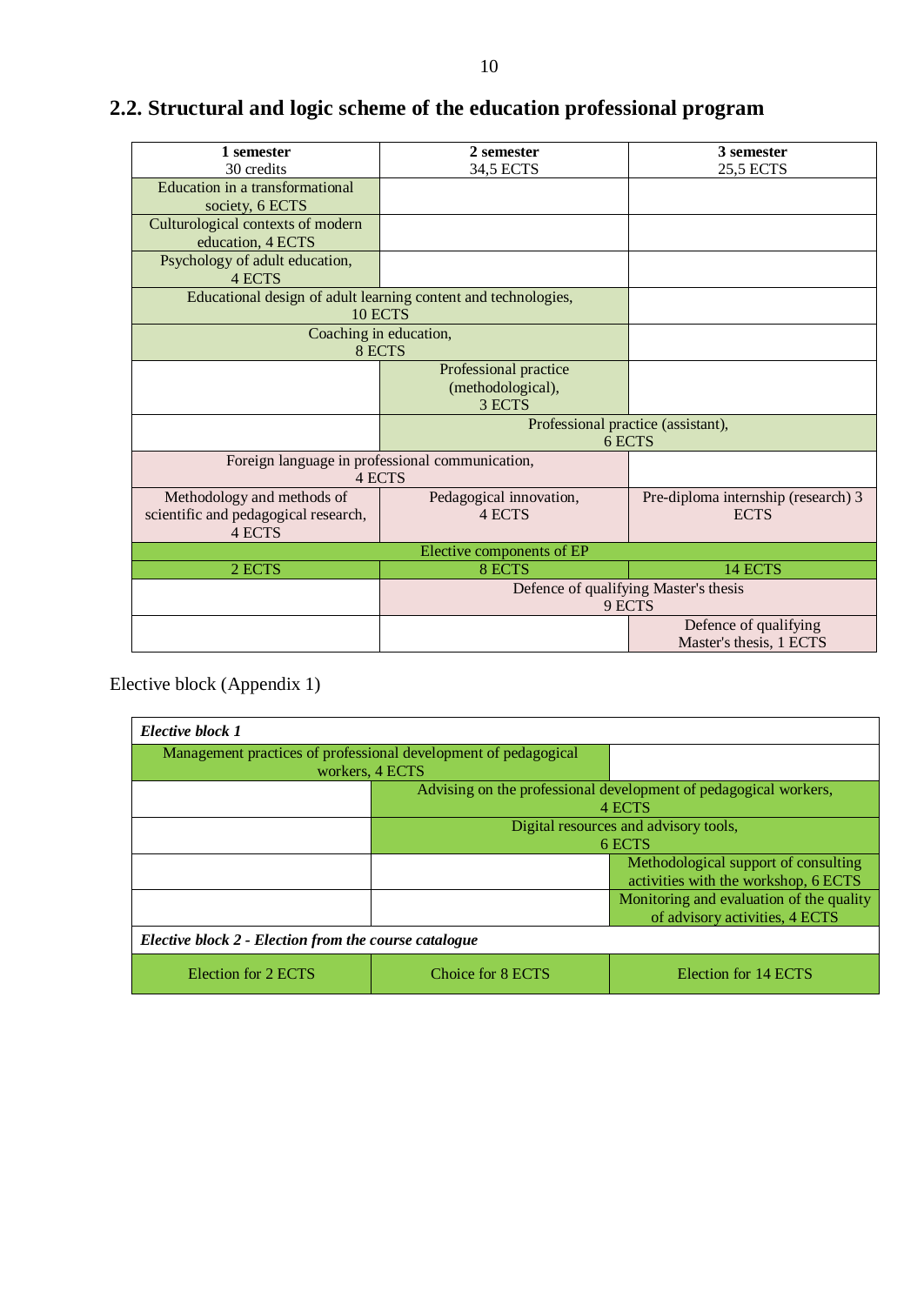## 2.2. Structural and logic scheme of the education professional program

| **1 semester** 30 credits | **2 semester** 34,5 ECTS | **3 semester** 25,5 ECTS |
|---|---|---|
| Education in a transformational society, 6 ECTS | | |
| Culturological contexts of modern education, 4 ECTS | | |
| Psychology of adult education, 4 ECTS | | |
| Educational design of adult learning content and technologies, 10 ECTS | | |
| Coaching in education, 8 ECTS | | |
| | Professional practice (methodological), 3 ECTS | |
| | Professional practice (assistant), 6 ECTS | |
| Foreign language in professional communication, 4 ECTS | | |
| Methodology and methods of scientific and pedagogical research, 4 ECTS | Pedagogical innovation, 4 ECTS | Pre-diploma internship (research) 3 ECTS |
| Elective components of EP | | |
| 2 ECTS | 8 ECTS | 14 ECTS |
| | Defence of qualifying Master's thesis 9 ECTS | |
| | | Defence of qualifying Master's thesis, 1 ECTS |

Elective block (Appendix 1)

| ***Elective block 1*** | | |
|---|---|---|
| Management practices of professional development of pedagogical workers, 4 ECTS | | |
| | Advising on the professional development of pedagogical workers, 4 ECTS | |
| | Digital resources and advisory tools, 6 ECTS | |
| | | Methodological support of consulting activities with the workshop, 6 ECTS |
| | | Monitoring and evaluation of the quality of advisory activities, 4 ECTS |
| ***Elective block 2 - Election from the course catalogue*** | | |
| Election for 2 ECTS | Choice for 8 ECTS | Election for 14 ECTS |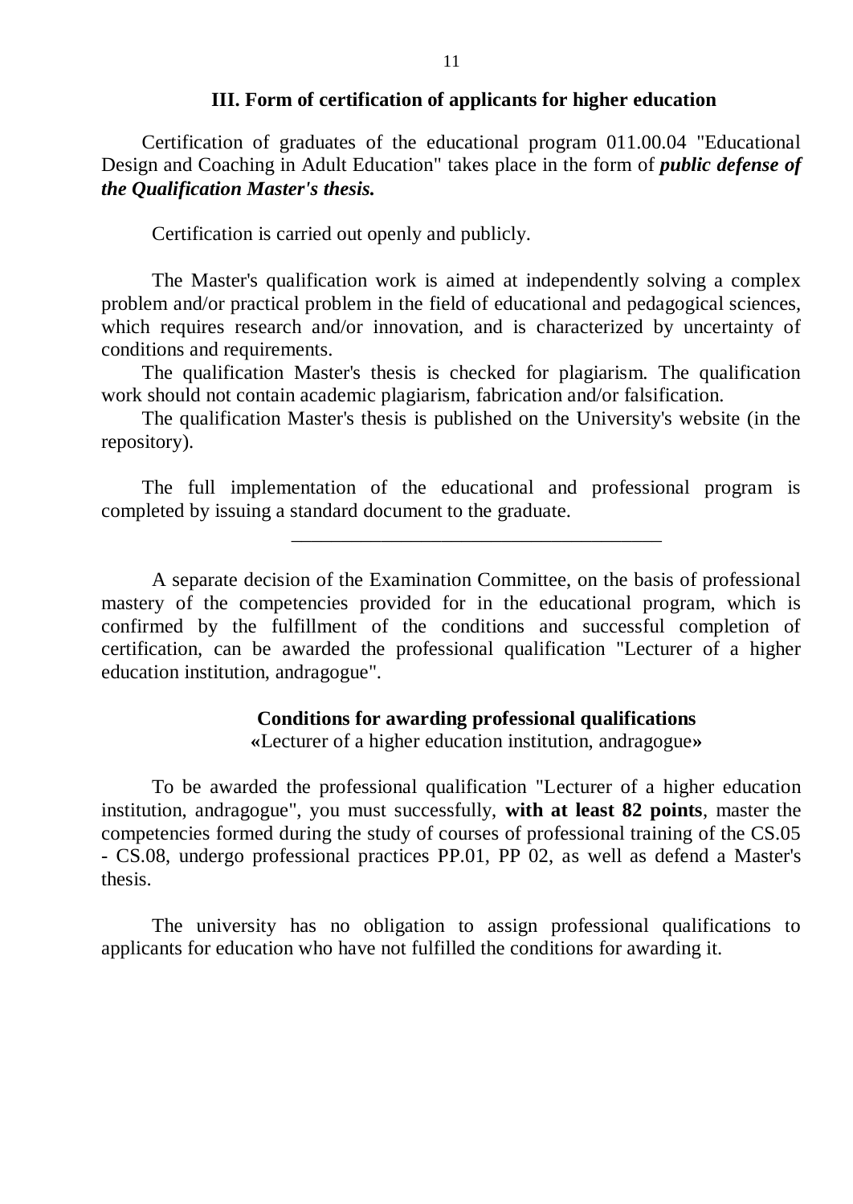## III. Form of certification of applicants for higher education

Certification of graduates of the educational program 011.00.04 "Educational Design and Coaching in Adult Education" takes place in the form of ***public defense of the Qualification Master's thesis.***

Certification is carried out openly and publicly.

The Master's qualification work is aimed at independently solving a complex problem and/or practical problem in the field of educational and pedagogical sciences, which requires research and/or innovation, and is characterized by uncertainty of conditions and requirements.

The qualification Master's thesis is checked for plagiarism. The qualification work should not contain academic plagiarism, fabrication and/or falsification.

The qualification Master's thesis is published on the University's website (in the repository).

The full implementation of the educational and professional program is completed by issuing a standard document to the graduate.

---

A separate decision of the Examination Committee, on the basis of professional mastery of the competencies provided for in the educational program, which is confirmed by the fulfillment of the conditions and successful completion of certification, can be awarded the professional qualification "Lecturer of a higher education institution, andragogue".

### Conditions for awarding professional qualifications

«Lecturer of a higher education institution, andragogue»

To be awarded the professional qualification "Lecturer of a higher education institution, andragogue", you must successfully, **with at least 82 points**, master the competencies formed during the study of courses of professional training of the CS.05 - CS.08, undergo professional practices PP.01, PP 02, as well as defend a Master's thesis.

The university has no obligation to assign professional qualifications to applicants for education who have not fulfilled the conditions for awarding it.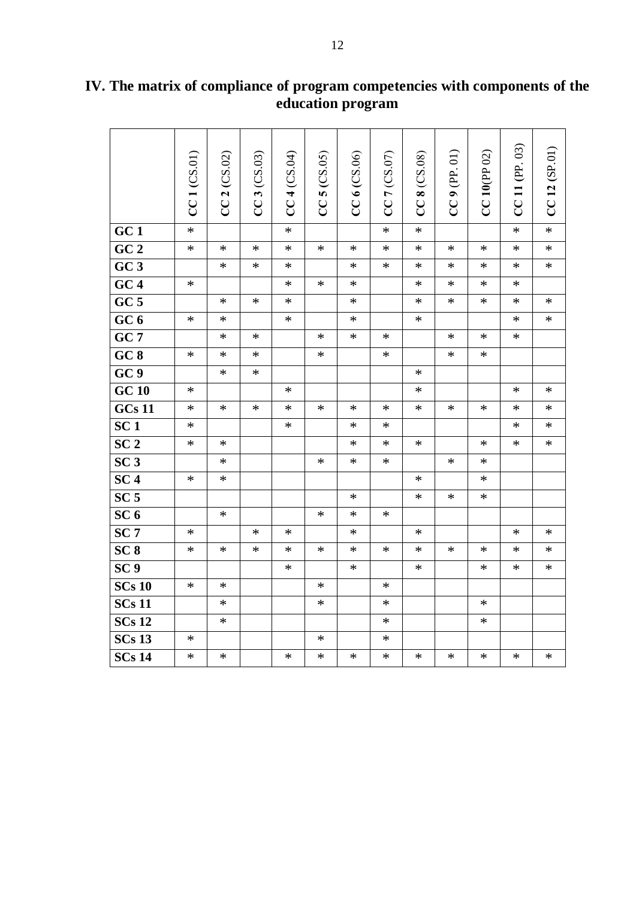## IV. The matrix of compliance of program competencies with components of the education program

| | CC 1 (CS.01) | CC 2 (CS.02) | CC 3 (CS.03) | CC 4 (CS.04) | CC 5 (CS.05) | CC 6 (CS.06) | CC 7 (CS.07) | CC 8 (CS.08) | CC 9 (PP. 01) | CC 10(PP 02) | CC 11 (PP. 03) | CC 12 (SP.01) |
|---|---|---|---|---|---|---|---|---|---|---|---|---|
| GC 1 | * | | | * | | | * | * | | | * | * |
| GC 2 | * | * | * | * | * | * | * | * | * | * | * | * |
| GC 3 | | * | * | * | | * | * | * | * | * | * | * |
| GC 4 | * | | | * | * | * | | * | * | * | * | |
| GC 5 | | * | * | * | | * | | * | * | * | * | * |
| GC 6 | * | * | | * | | * | | * | | | * | * |
| GC 7 | | * | * | | * | * | * | | * | * | * | |
| GC 8 | * | * | * | | * | | * | | * | * | | |
| GC 9 | | * | * | | | | | * | | | | |
| GC 10 | * | | | * | | | | * | | | * | * |
| GCs 11 | * | * | * | * | * | * | * | * | * | * | * | * |
| SC 1 | * | | | * | | * | * | | | | * | * |
| SC 2 | * | * | | | | * | * | * | | * | * | * |
| SC 3 | | * | | | * | * | * | | * | * | | |
| SC 4 | * | * | | | | | | * | | * | | |
| SC 5 | | | | | | * | | * | * | * | | |
| SC 6 | | * | | | * | * | * | | | | | |
| SC 7 | * | | * | * | | * | | * | | | * | * |
| SC 8 | * | * | * | * | * | * | * | * | * | * | * | * |
| SC 9 | | | | * | | * | | * | | * | * | * |
| SCs 10 | * | * | | | * | | * | | | | | |
| SCs 11 | | * | | | * | | * | | | * | | |
| SCs 12 | | * | | | | | * | | | * | | |
| SCs 13 | * | | | | * | | * | | | | | |
| SCs 14 | * | * | | * | * | * | * | * | * | * | * | * |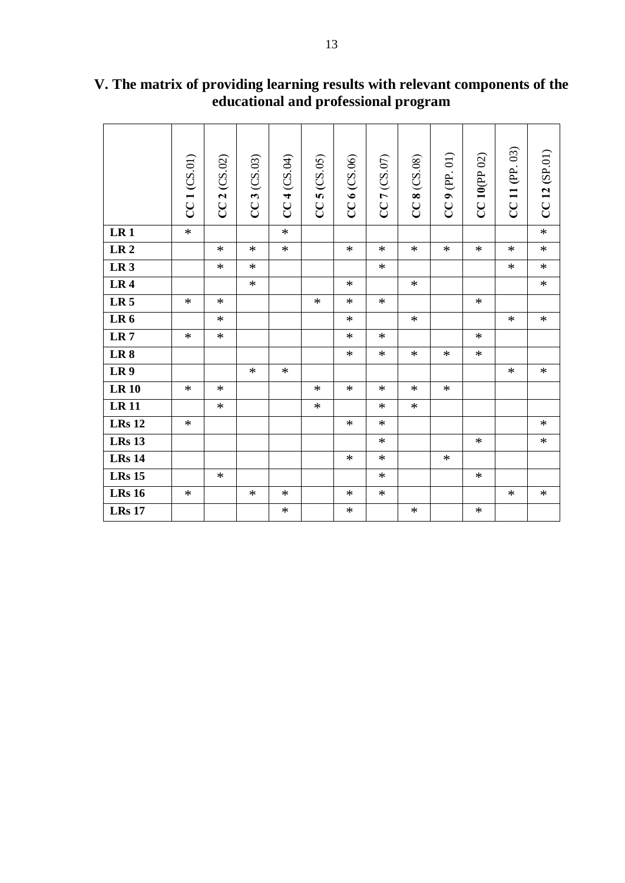## V. The matrix of providing learning results with relevant components of the educational and professional program

| | CC 1 (CS.01) | CC 2 (CS.02) | CC 3 (CS.03) | CC 4 (CS.04) | CC 5 (CS.05) | CC 6 (CS.06) | CC 7 (CS.07) | CC 8 (CS.08) | CC 9 (PP. 01) | CC 10(PP 02) | CC 11 (PP. 03) | CC 12 (SP.01) |
|---|---|---|---|---|---|---|---|---|---|---|---|---|
| **LR 1** | * | | | * | | | | | | | | * |
| **LR 2** | | * | * | * | | * | * | * | * | * | * | * |
| **LR 3** | | * | * | | | | * | | | | * | * |
| **LR 4** | | | * | | | * | | * | | | | * |
| **LR 5** | * | * | | | * | * | * | | | * | | |
| **LR 6** | | * | | | | * | | * | | | * | * |
| **LR 7** | * | * | | | | * | * | | | * | | |
| **LR 8** | | | | | | * | * | * | * | * | | |
| **LR 9** | | | * | * | | | | | | | * | * |
| **LR 10** | * | * | | | * | * | * | * | * | | | |
| **LR 11** | | * | | | * | | * | * | | | | |
| **LRs 12** | * | | | | | * | * | | | | | * |
| **LRs 13** | | | | | | | * | | | * | | * |
| **LRs 14** | | | | | | * | * | | * | | | |
| **LRs 15** | | * | | | | | * | | | * | | |
| **LRs 16** | * | | * | * | | * | * | | | | * | * |
| **LRs 17** | | | | * | | * | | * | | * | | |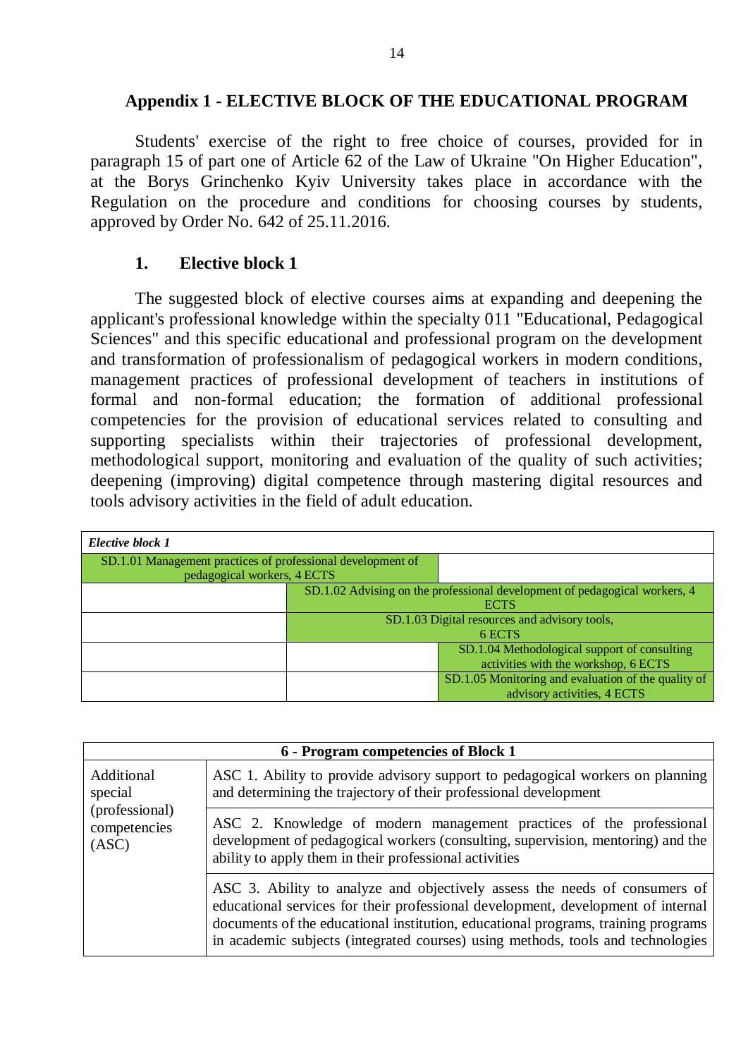## Appendix 1 - ELECTIVE BLOCK OF THE EDUCATIONAL PROGRAM

Students' exercise of the right to free choice of courses, provided for in paragraph 15 of part one of Article 62 of the Law of Ukraine "On Higher Education", at the Borys Grinchenko Kyiv University takes place in accordance with the Regulation on the procedure and conditions for choosing courses by students, approved by Order No. 642 of 25.11.2016.

### 1. Elective block 1

The suggested block of elective courses aims at expanding and deepening the applicant's professional knowledge within the specialty 011 "Educational, Pedagogical Sciences" and this specific educational and professional program on the development and transformation of professionalism of pedagogical workers in modern conditions, management practices of professional development of teachers in institutions of formal and non-formal education; the formation of additional professional competencies for the provision of educational services related to consulting and supporting specialists within their trajectories of professional development, methodological support, monitoring and evaluation of the quality of such activities; deepening (improving) digital competence through mastering digital resources and tools advisory activities in the field of adult education.

| *Elective block 1* | | |
|---|---|---|
| SD.1.01 Management practices of professional development of pedagogical workers, 4 ECTS | | |
| | SD.1.02 Advising on the professional development of pedagogical workers, 4 ECTS | |
| | SD.1.03 Digital resources and advisory tools, 6 ECTS | |
| | | SD.1.04 Methodological support of consulting activities with the workshop, 6 ECTS |
| | | SD.1.05 Monitoring and evaluation of the quality of advisory activities, 4 ECTS |

| **6 - Program competencies of Block 1** | |
|---|---|
| Additional special (professional) competencies (ASC) | ASC 1. Ability to provide advisory support to pedagogical workers on planning and determining the trajectory of their professional development |
| | ASC 2. Knowledge of modern management practices of the professional development of pedagogical workers (consulting, supervision, mentoring) and the ability to apply them in their professional activities |
| | ASC 3. Ability to analyze and objectively assess the needs of consumers of educational services for their professional development, development of internal documents of the educational institution, educational programs, training programs in academic subjects (integrated courses) using methods, tools and technologies |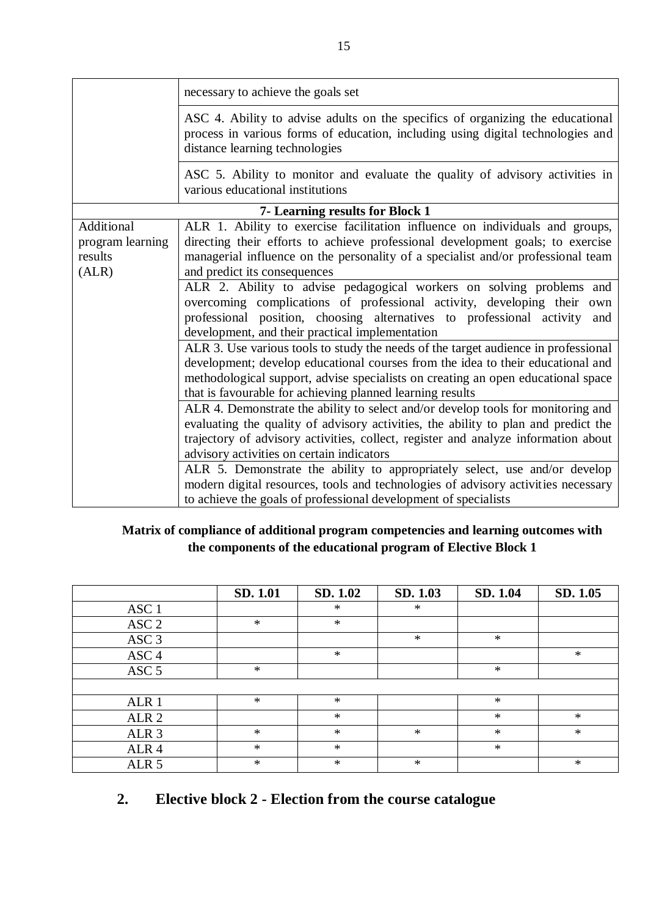| | |
|---|---|
| | necessary to achieve the goals set |
| | ASC 4. Ability to advise adults on the specifics of organizing the educational process in various forms of education, including using digital technologies and distance learning technologies |
| | ASC 5. Ability to monitor and evaluate the quality of advisory activities in various educational institutions |
| **7- Learning results for Block 1** | |
| Additional program learning results (ALR) | ALR 1. Ability to exercise facilitation influence on individuals and groups, directing their efforts to achieve professional development goals; to exercise managerial influence on the personality of a specialist and/or professional team and predict its consequences |
| | ALR 2. Ability to advise pedagogical workers on solving problems and overcoming complications of professional activity, developing their own professional position, choosing alternatives to professional activity and development, and their practical implementation |
| | ALR 3. Use various tools to study the needs of the target audience in professional development; develop educational courses from the idea to their educational and methodological support, advise specialists on creating an open educational space that is favourable for achieving planned learning results |
| | ALR 4. Demonstrate the ability to select and/or develop tools for monitoring and evaluating the quality of advisory activities, the ability to plan and predict the trajectory of advisory activities, collect, register and analyze information about advisory activities on certain indicators |
| | ALR 5. Demonstrate the ability to appropriately select, use and/or develop modern digital resources, tools and technologies of advisory activities necessary to achieve the goals of professional development of specialists |

**Matrix of compliance of additional program competencies and learning outcomes with the components of the educational program of Elective Block 1**

| | SD. 1.01 | SD. 1.02 | SD. 1.03 | SD. 1.04 | SD. 1.05 |
|---|---|---|---|---|---|
| ASC 1 | | * | * | | |
| ASC 2 | * | * | | | |
| ASC 3 | | | * | * | |
| ASC 4 | | * | | | * |
| ASC 5 | * | | | * | |
| | | | | | |
| ALR 1 | * | * | | * | |
| ALR 2 | | * | | * | * |
| ALR 3 | * | * | * | * | * |
| ALR 4 | * | * | | * | |
| ALR 5 | * | * | * | | * |

## 2. Elective block 2 - Election from the course catalogue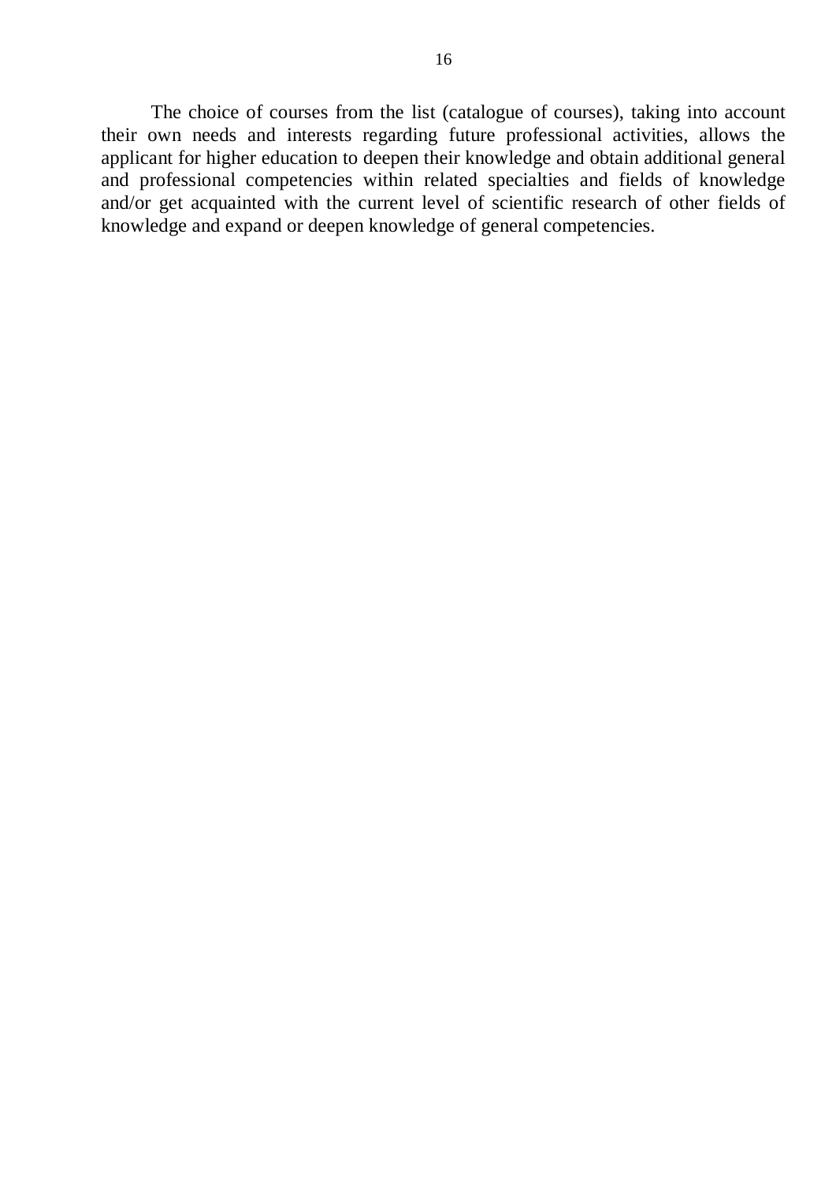The choice of courses from the list (catalogue of courses), taking into account their own needs and interests regarding future professional activities, allows the applicant for higher education to deepen their knowledge and obtain additional general and professional competencies within related specialties and fields of knowledge and/or get acquainted with the current level of scientific research of other fields of knowledge and expand or deepen knowledge of general competencies.